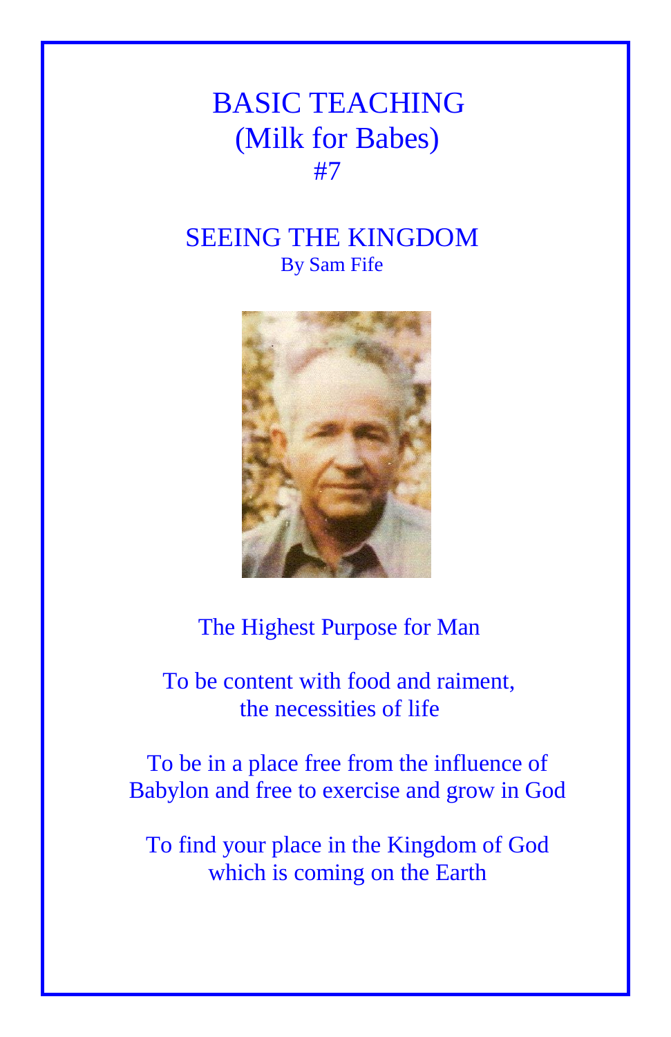# BASIC TEACHING
## (Milk for Babes)
## #7

# SEEING THE KINGDOM

By Sam Fife

The Highest Purpose for Man

To be content with food and raiment,
the necessities of life

To be in a place free from the influence of
Babylon and free to exercise and grow in God

To find your place in the Kingdom of God
which is coming on the Earth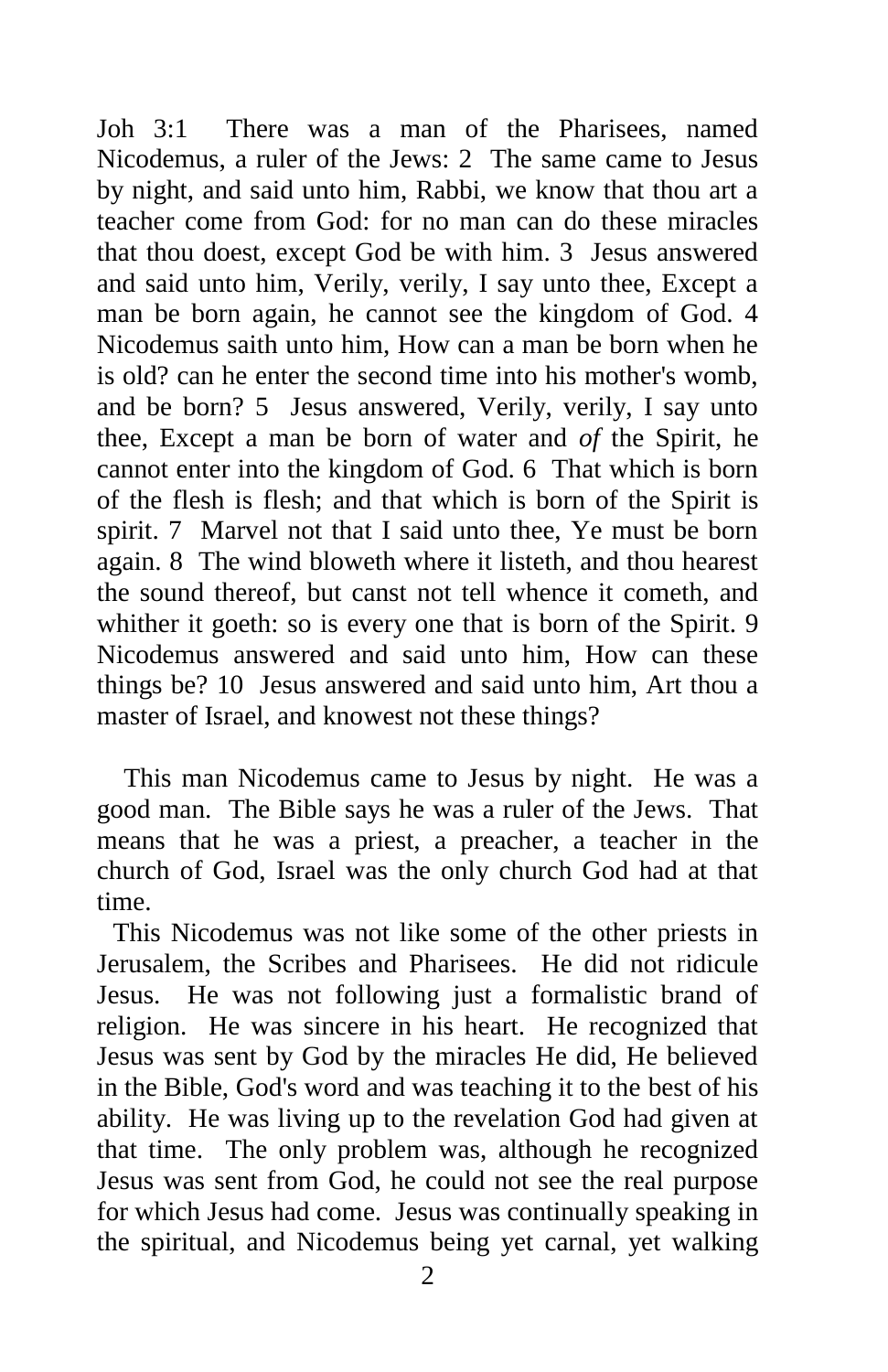Joh 3:1 There was a man of the Pharisees, named Nicodemus, a ruler of the Jews: 2 The same came to Jesus by night, and said unto him, Rabbi, we know that thou art a teacher come from God: for no man can do these miracles that thou doest, except God be with him. 3 Jesus answered and said unto him, Verily, verily, I say unto thee, Except a man be born again, he cannot see the kingdom of God. 4 Nicodemus saith unto him, How can a man be born when he is old? can he enter the second time into his mother's womb, and be born? 5 Jesus answered, Verily, verily, I say unto thee, Except a man be born of water and *of* the Spirit, he cannot enter into the kingdom of God. 6 That which is born of the flesh is flesh; and that which is born of the Spirit is spirit. 7 Marvel not that I said unto thee, Ye must be born again. 8 The wind bloweth where it listeth, and thou hearest the sound thereof, but canst not tell whence it cometh, and whither it goeth: so is every one that is born of the Spirit. 9 Nicodemus answered and said unto him, How can these things be? 10 Jesus answered and said unto him, Art thou a master of Israel, and knowest not these things?

This man Nicodemus came to Jesus by night. He was a good man. The Bible says he was a ruler of the Jews. That means that he was a priest, a preacher, a teacher in the church of God, Israel was the only church God had at that time.

This Nicodemus was not like some of the other priests in Jerusalem, the Scribes and Pharisees. He did not ridicule Jesus. He was not following just a formalistic brand of religion. He was sincere in his heart. He recognized that Jesus was sent by God by the miracles He did, He believed in the Bible, God's word and was teaching it to the best of his ability. He was living up to the revelation God had given at that time. The only problem was, although he recognized Jesus was sent from God, he could not see the real purpose for which Jesus had come. Jesus was continually speaking in the spiritual, and Nicodemus being yet carnal, yet walking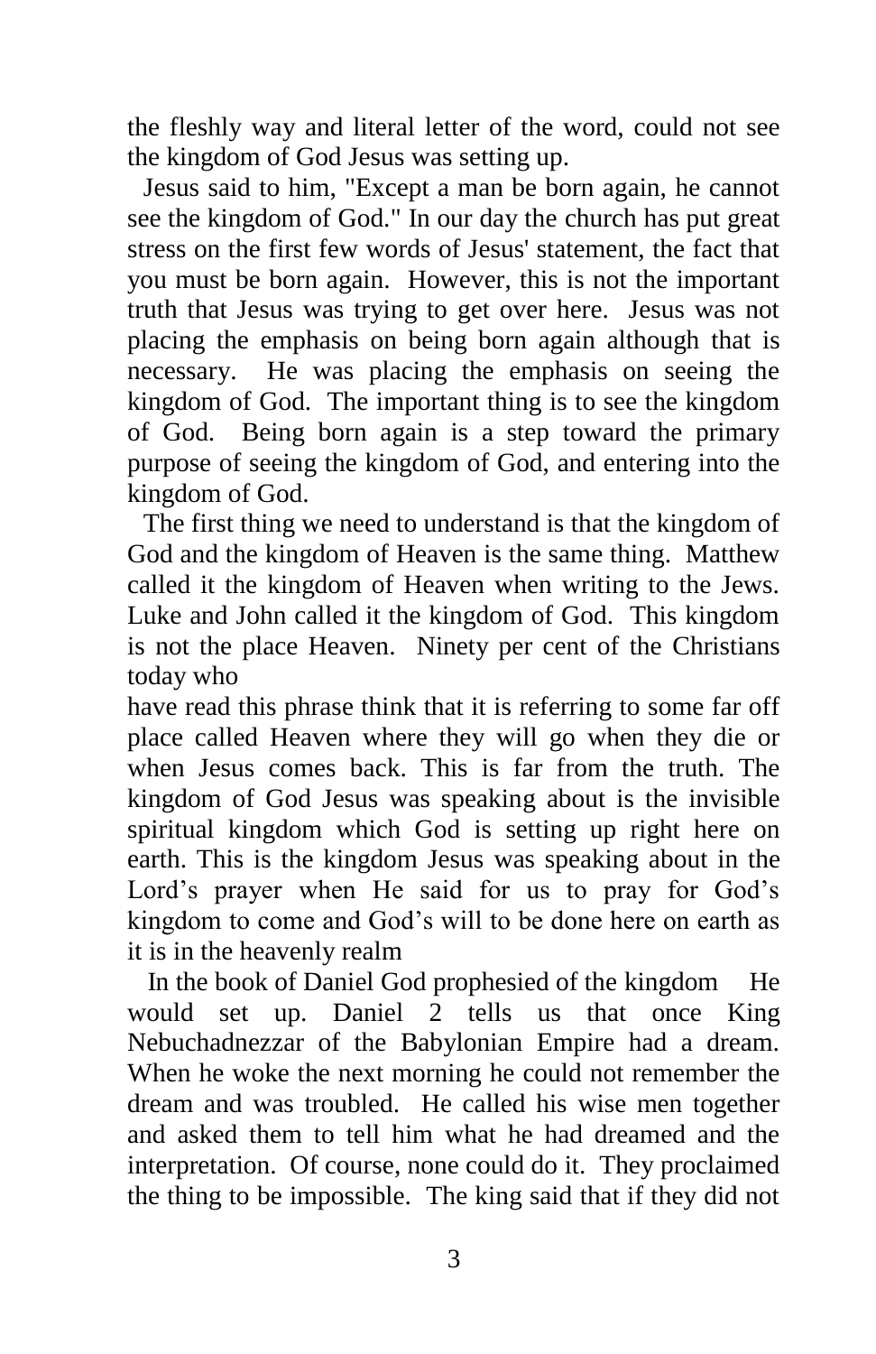the fleshly way and literal letter of the word, could not see the kingdom of God Jesus was setting up.

Jesus said to him, "Except a man be born again, he cannot see the kingdom of God." In our day the church has put great stress on the first few words of Jesus' statement, the fact that you must be born again. However, this is not the important truth that Jesus was trying to get over here. Jesus was not placing the emphasis on being born again although that is necessary. He was placing the emphasis on seeing the kingdom of God. The important thing is to see the kingdom of God. Being born again is a step toward the primary purpose of seeing the kingdom of God, and entering into the kingdom of God.

The first thing we need to understand is that the kingdom of God and the kingdom of Heaven is the same thing. Matthew called it the kingdom of Heaven when writing to the Jews. Luke and John called it the kingdom of God. This kingdom is not the place Heaven. Ninety per cent of the Christians today who have read this phrase think that it is referring to some far off place called Heaven where they will go when they die or when Jesus comes back. This is far from the truth. The kingdom of God Jesus was speaking about is the invisible spiritual kingdom which God is setting up right here on earth. This is the kingdom Jesus was speaking about in the Lord's prayer when He said for us to pray for God's kingdom to come and God's will to be done here on earth as it is in the heavenly realm

In the book of Daniel God prophesied of the kingdom He would set up. Daniel 2 tells us that once King Nebuchadnezzar of the Babylonian Empire had a dream. When he woke the next morning he could not remember the dream and was troubled. He called his wise men together and asked them to tell him what he had dreamed and the interpretation. Of course, none could do it. They proclaimed the thing to be impossible. The king said that if they did not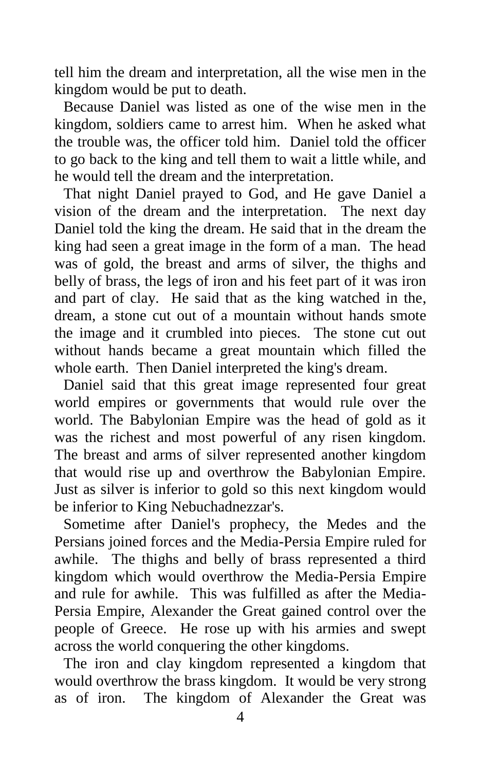tell him the dream and interpretation, all the wise men in the kingdom would be put to death.

Because Daniel was listed as one of the wise men in the kingdom, soldiers came to arrest him. When he asked what the trouble was, the officer told him. Daniel told the officer to go back to the king and tell them to wait a little while, and he would tell the dream and the interpretation.

That night Daniel prayed to God, and He gave Daniel a vision of the dream and the interpretation. The next day Daniel told the king the dream. He said that in the dream the king had seen a great image in the form of a man. The head was of gold, the breast and arms of silver, the thighs and belly of brass, the legs of iron and his feet part of it was iron and part of clay. He said that as the king watched in the, dream, a stone cut out of a mountain without hands smote the image and it crumbled into pieces. The stone cut out without hands became a great mountain which filled the whole earth. Then Daniel interpreted the king's dream.

Daniel said that this great image represented four great world empires or governments that would rule over the world. The Babylonian Empire was the head of gold as it was the richest and most powerful of any risen kingdom. The breast and arms of silver represented another kingdom that would rise up and overthrow the Babylonian Empire. Just as silver is inferior to gold so this next kingdom would be inferior to King Nebuchadnezzar's.

Sometime after Daniel's prophecy, the Medes and the Persians joined forces and the Media-Persia Empire ruled for awhile. The thighs and belly of brass represented a third kingdom which would overthrow the Media-Persia Empire and rule for awhile. This was fulfilled as after the Media-Persia Empire, Alexander the Great gained control over the people of Greece. He rose up with his armies and swept across the world conquering the other kingdoms.

The iron and clay kingdom represented a kingdom that would overthrow the brass kingdom. It would be very strong as of iron. The kingdom of Alexander the Great was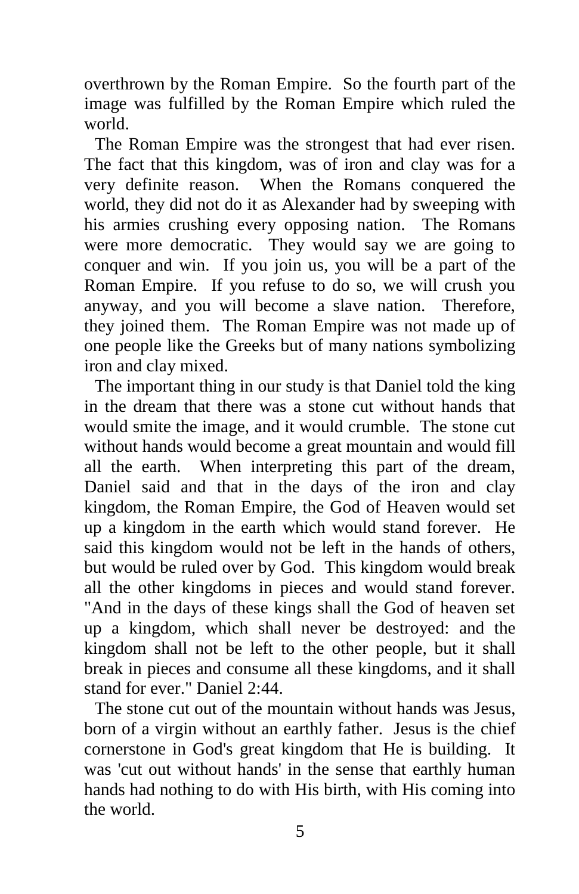overthrown by the Roman Empire. So the fourth part of the image was fulfilled by the Roman Empire which ruled the world.

The Roman Empire was the strongest that had ever risen. The fact that this kingdom, was of iron and clay was for a very definite reason. When the Romans conquered the world, they did not do it as Alexander had by sweeping with his armies crushing every opposing nation. The Romans were more democratic. They would say we are going to conquer and win. If you join us, you will be a part of the Roman Empire. If you refuse to do so, we will crush you anyway, and you will become a slave nation. Therefore, they joined them. The Roman Empire was not made up of one people like the Greeks but of many nations symbolizing iron and clay mixed.

The important thing in our study is that Daniel told the king in the dream that there was a stone cut without hands that would smite the image, and it would crumble. The stone cut without hands would become a great mountain and would fill all the earth. When interpreting this part of the dream, Daniel said and that in the days of the iron and clay kingdom, the Roman Empire, the God of Heaven would set up a kingdom in the earth which would stand forever. He said this kingdom would not be left in the hands of others, but would be ruled over by God. This kingdom would break all the other kingdoms in pieces and would stand forever. "And in the days of these kings shall the God of heaven set up a kingdom, which shall never be destroyed: and the kingdom shall not be left to the other people, but it shall break in pieces and consume all these kingdoms, and it shall stand for ever." Daniel 2:44.

The stone cut out of the mountain without hands was Jesus, born of a virgin without an earthly father. Jesus is the chief cornerstone in God's great kingdom that He is building. It was 'cut out without hands' in the sense that earthly human hands had nothing to do with His birth, with His coming into the world.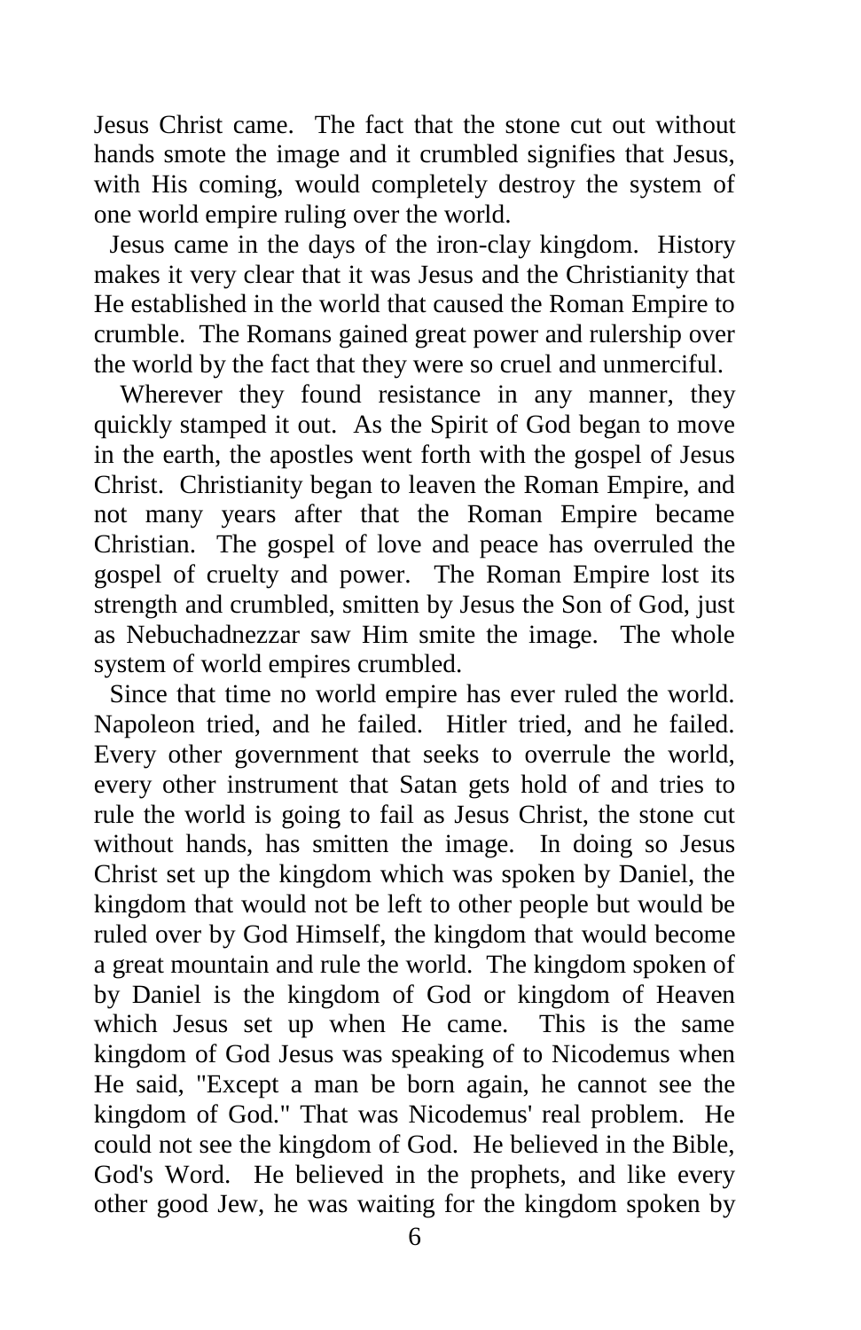Jesus Christ came. The fact that the stone cut out without hands smote the image and it crumbled signifies that Jesus, with His coming, would completely destroy the system of one world empire ruling over the world.

Jesus came in the days of the iron-clay kingdom. History makes it very clear that it was Jesus and the Christianity that He established in the world that caused the Roman Empire to crumble. The Romans gained great power and rulership over the world by the fact that they were so cruel and unmerciful.

Wherever they found resistance in any manner, they quickly stamped it out. As the Spirit of God began to move in the earth, the apostles went forth with the gospel of Jesus Christ. Christianity began to leaven the Roman Empire, and not many years after that the Roman Empire became Christian. The gospel of love and peace has overruled the gospel of cruelty and power. The Roman Empire lost its strength and crumbled, smitten by Jesus the Son of God, just as Nebuchadnezzar saw Him smite the image. The whole system of world empires crumbled.

Since that time no world empire has ever ruled the world. Napoleon tried, and he failed. Hitler tried, and he failed. Every other government that seeks to overrule the world, every other instrument that Satan gets hold of and tries to rule the world is going to fail as Jesus Christ, the stone cut without hands, has smitten the image. In doing so Jesus Christ set up the kingdom which was spoken by Daniel, the kingdom that would not be left to other people but would be ruled over by God Himself, the kingdom that would become a great mountain and rule the world. The kingdom spoken of by Daniel is the kingdom of God or kingdom of Heaven which Jesus set up when He came. This is the same kingdom of God Jesus was speaking of to Nicodemus when He said, "Except a man be born again, he cannot see the kingdom of God." That was Nicodemus' real problem. He could not see the kingdom of God. He believed in the Bible, God's Word. He believed in the prophets, and like every other good Jew, he was waiting for the kingdom spoken by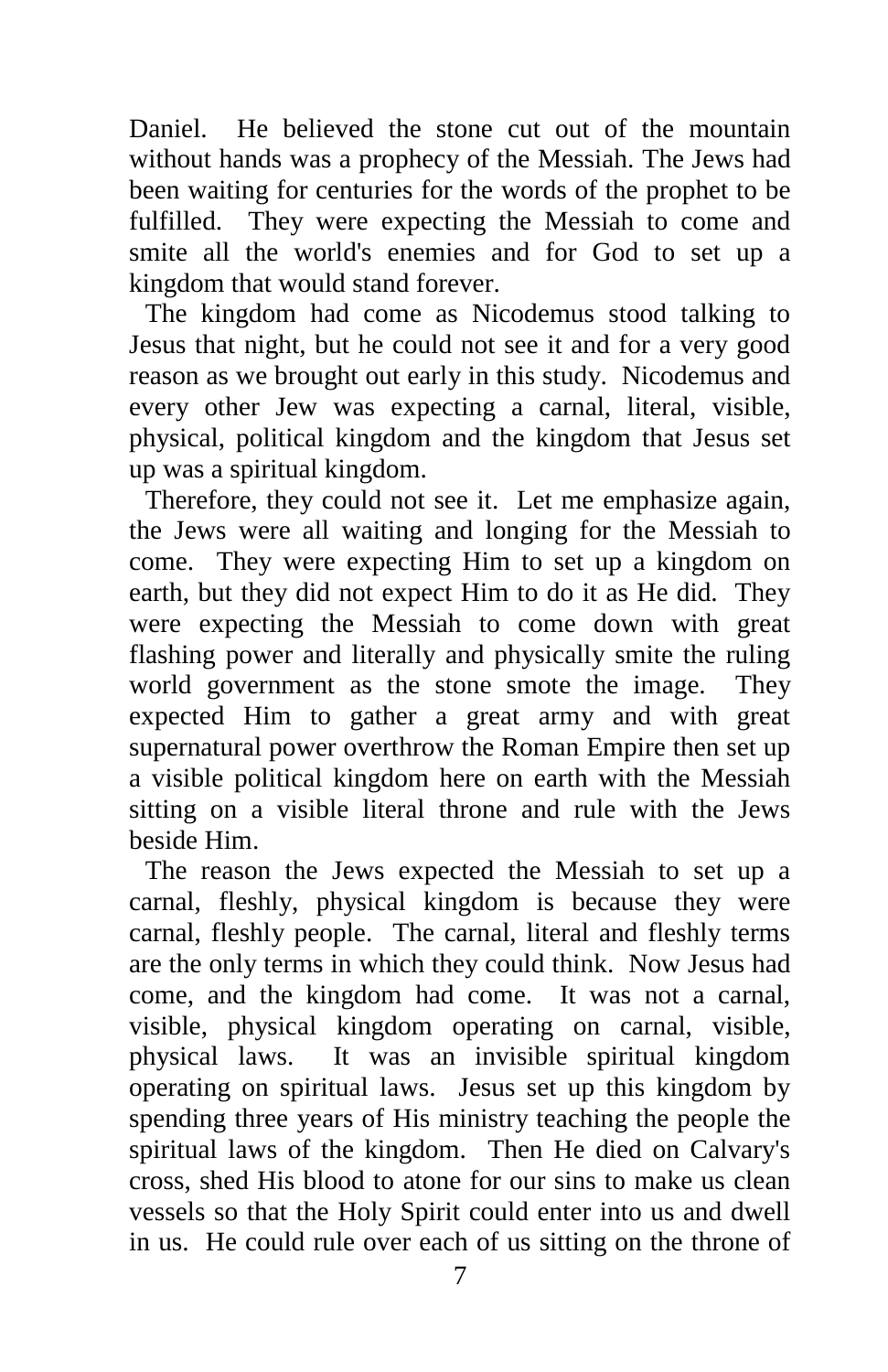Daniel. He believed the stone cut out of the mountain without hands was a prophecy of the Messiah. The Jews had been waiting for centuries for the words of the prophet to be fulfilled. They were expecting the Messiah to come and smite all the world's enemies and for God to set up a kingdom that would stand forever.

The kingdom had come as Nicodemus stood talking to Jesus that night, but he could not see it and for a very good reason as we brought out early in this study. Nicodemus and every other Jew was expecting a carnal, literal, visible, physical, political kingdom and the kingdom that Jesus set up was a spiritual kingdom.

Therefore, they could not see it. Let me emphasize again, the Jews were all waiting and longing for the Messiah to come. They were expecting Him to set up a kingdom on earth, but they did not expect Him to do it as He did. They were expecting the Messiah to come down with great flashing power and literally and physically smite the ruling world government as the stone smote the image. They expected Him to gather a great army and with great supernatural power overthrow the Roman Empire then set up a visible political kingdom here on earth with the Messiah sitting on a visible literal throne and rule with the Jews beside Him.

The reason the Jews expected the Messiah to set up a carnal, fleshly, physical kingdom is because they were carnal, fleshly people. The carnal, literal and fleshly terms are the only terms in which they could think. Now Jesus had come, and the kingdom had come. It was not a carnal, visible, physical kingdom operating on carnal, visible, physical laws. It was an invisible spiritual kingdom operating on spiritual laws. Jesus set up this kingdom by spending three years of His ministry teaching the people the spiritual laws of the kingdom. Then He died on Calvary's cross, shed His blood to atone for our sins to make us clean vessels so that the Holy Spirit could enter into us and dwell in us. He could rule over each of us sitting on the throne of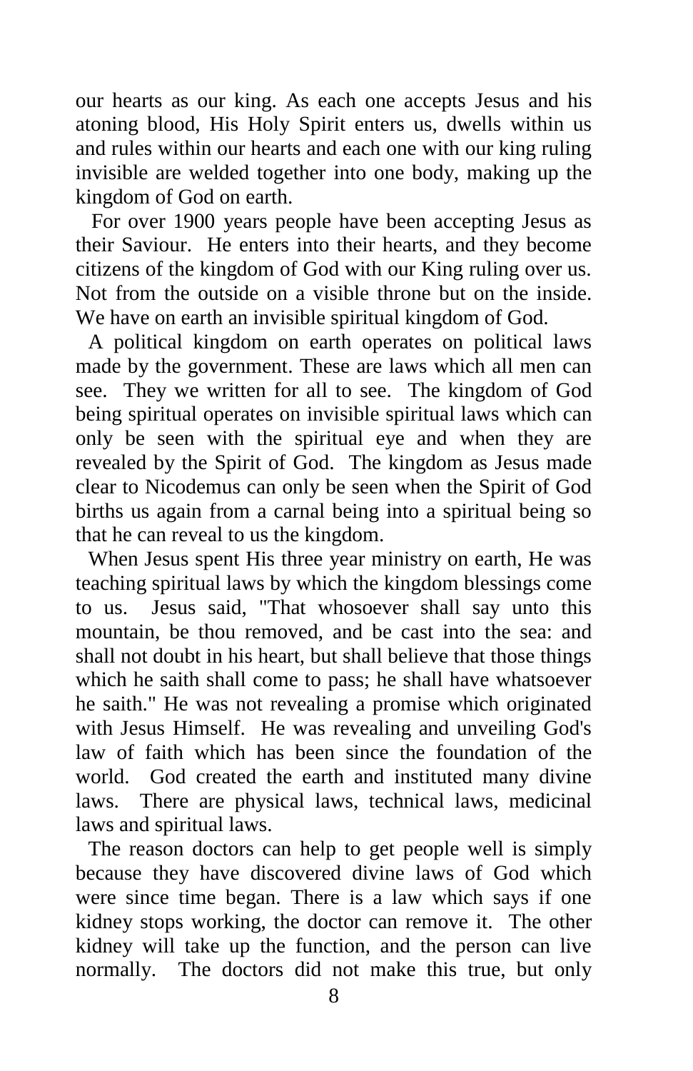our hearts as our king. As each one accepts Jesus and his atoning blood, His Holy Spirit enters us, dwells within us and rules within our hearts and each one with our king ruling invisible are welded together into one body, making up the kingdom of God on earth.

For over 1900 years people have been accepting Jesus as their Saviour. He enters into their hearts, and they become citizens of the kingdom of God with our King ruling over us. Not from the outside on a visible throne but on the inside. We have on earth an invisible spiritual kingdom of God.

A political kingdom on earth operates on political laws made by the government. These are laws which all men can see. They we written for all to see. The kingdom of God being spiritual operates on invisible spiritual laws which can only be seen with the spiritual eye and when they are revealed by the Spirit of God. The kingdom as Jesus made clear to Nicodemus can only be seen when the Spirit of God births us again from a carnal being into a spiritual being so that he can reveal to us the kingdom.

When Jesus spent His three year ministry on earth, He was teaching spiritual laws by which the kingdom blessings come to us. Jesus said, "That whosoever shall say unto this mountain, be thou removed, and be cast into the sea: and shall not doubt in his heart, but shall believe that those things which he saith shall come to pass; he shall have whatsoever he saith." He was not revealing a promise which originated with Jesus Himself. He was revealing and unveiling God's law of faith which has been since the foundation of the world. God created the earth and instituted many divine laws. There are physical laws, technical laws, medicinal laws and spiritual laws.

The reason doctors can help to get people well is simply because they have discovered divine laws of God which were since time began. There is a law which says if one kidney stops working, the doctor can remove it. The other kidney will take up the function, and the person can live normally. The doctors did not make this true, but only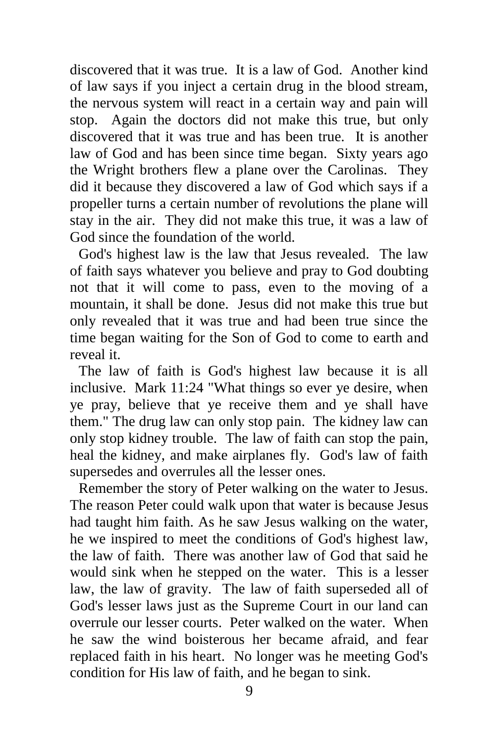discovered that it was true. It is a law of God. Another kind of law says if you inject a certain drug in the blood stream, the nervous system will react in a certain way and pain will stop. Again the doctors did not make this true, but only discovered that it was true and has been true. It is another law of God and has been since time began. Sixty years ago the Wright brothers flew a plane over the Carolinas. They did it because they discovered a law of God which says if a propeller turns a certain number of revolutions the plane will stay in the air. They did not make this true, it was a law of God since the foundation of the world.

God's highest law is the law that Jesus revealed. The law of faith says whatever you believe and pray to God doubting not that it will come to pass, even to the moving of a mountain, it shall be done. Jesus did not make this true but only revealed that it was true and had been true since the time began waiting for the Son of God to come to earth and reveal it.

The law of faith is God's highest law because it is all inclusive. Mark 11:24 "What things so ever ye desire, when ye pray, believe that ye receive them and ye shall have them." The drug law can only stop pain. The kidney law can only stop kidney trouble. The law of faith can stop the pain, heal the kidney, and make airplanes fly. God's law of faith supersedes and overrules all the lesser ones.

Remember the story of Peter walking on the water to Jesus. The reason Peter could walk upon that water is because Jesus had taught him faith. As he saw Jesus walking on the water, he we inspired to meet the conditions of God's highest law, the law of faith. There was another law of God that said he would sink when he stepped on the water. This is a lesser law, the law of gravity. The law of faith superseded all of God's lesser laws just as the Supreme Court in our land can overrule our lesser courts. Peter walked on the water. When he saw the wind boisterous her became afraid, and fear replaced faith in his heart. No longer was he meeting God's condition for His law of faith, and he began to sink.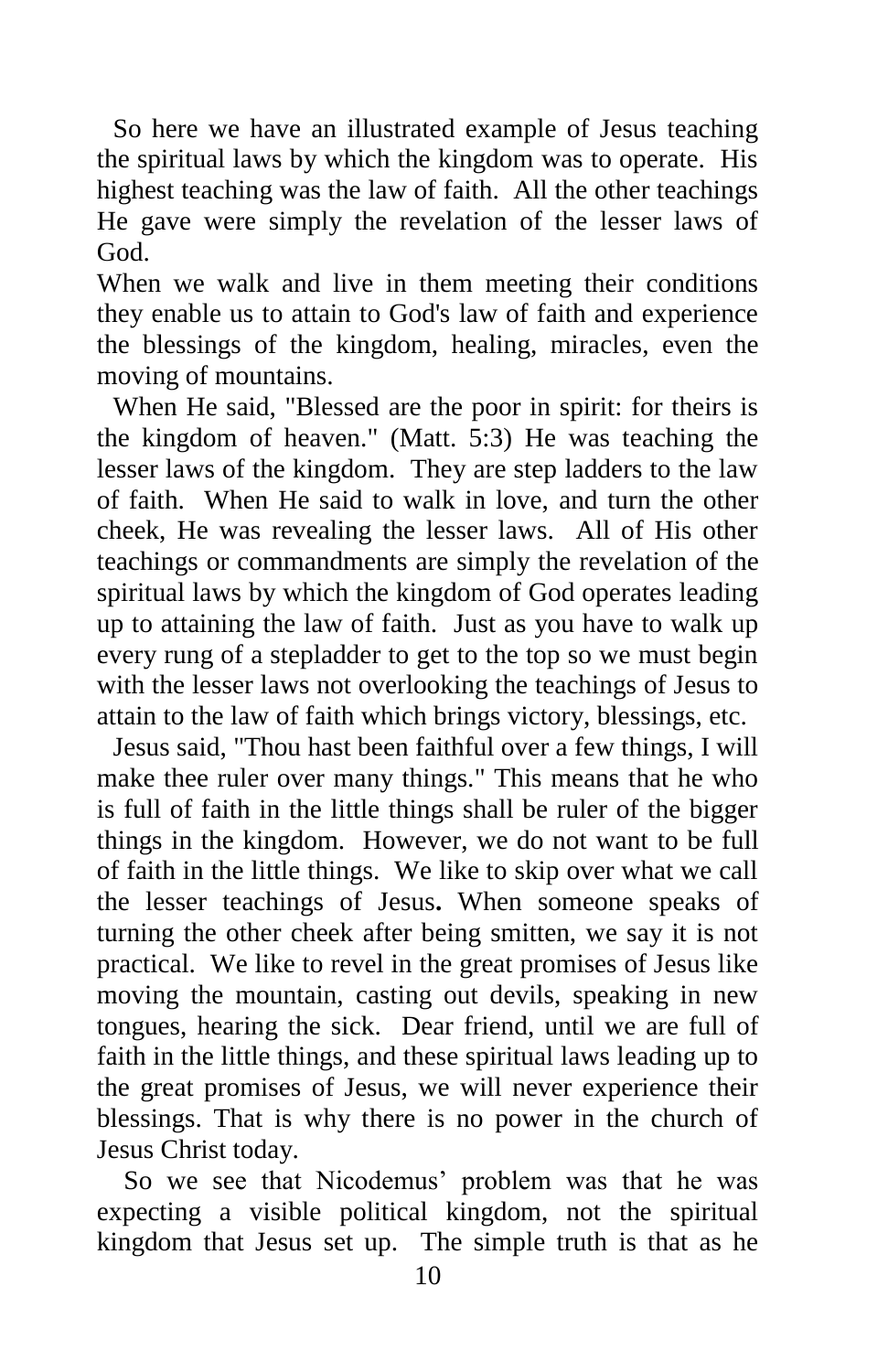So here we have an illustrated example of Jesus teaching the spiritual laws by which the kingdom was to operate. His highest teaching was the law of faith. All the other teachings He gave were simply the revelation of the lesser laws of God.

When we walk and live in them meeting their conditions they enable us to attain to God's law of faith and experience the blessings of the kingdom, healing, miracles, even the moving of mountains.

When He said, "Blessed are the poor in spirit: for theirs is the kingdom of heaven." (Matt. 5:3) He was teaching the lesser laws of the kingdom. They are step ladders to the law of faith. When He said to walk in love, and turn the other cheek, He was revealing the lesser laws. All of His other teachings or commandments are simply the revelation of the spiritual laws by which the kingdom of God operates leading up to attaining the law of faith. Just as you have to walk up every rung of a stepladder to get to the top so we must begin with the lesser laws not overlooking the teachings of Jesus to attain to the law of faith which brings victory, blessings, etc.

Jesus said, "Thou hast been faithful over a few things, I will make thee ruler over many things." This means that he who is full of faith in the little things shall be ruler of the bigger things in the kingdom. However, we do not want to be full of faith in the little things. We like to skip over what we call the lesser teachings of Jesus**.** When someone speaks of turning the other cheek after being smitten, we say it is not practical. We like to revel in the great promises of Jesus like moving the mountain, casting out devils, speaking in new tongues, hearing the sick. Dear friend, until we are full of faith in the little things, and these spiritual laws leading up to the great promises of Jesus, we will never experience their blessings. That is why there is no power in the church of Jesus Christ today.

So we see that Nicodemus' problem was that he was expecting a visible political kingdom, not the spiritual kingdom that Jesus set up. The simple truth is that as he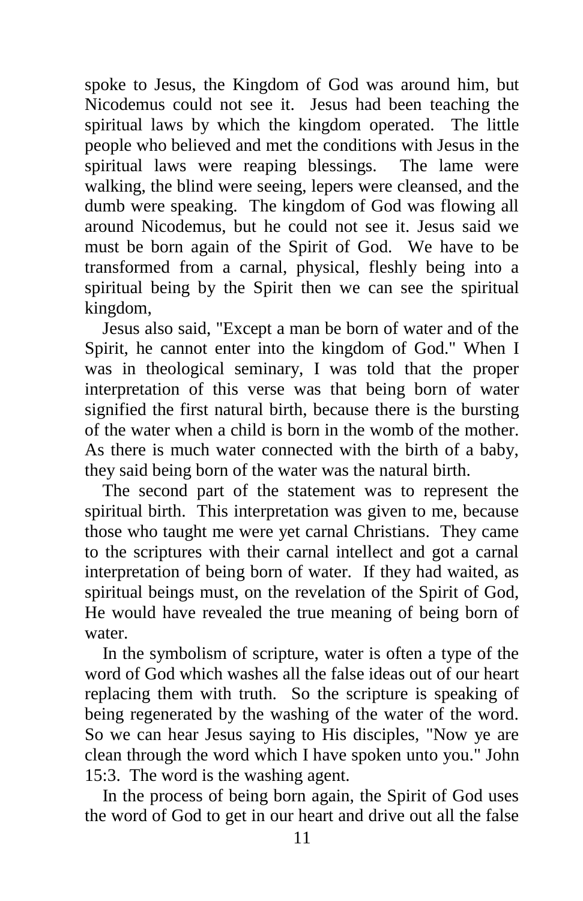spoke to Jesus, the Kingdom of God was around him, but Nicodemus could not see it. Jesus had been teaching the spiritual laws by which the kingdom operated. The little people who believed and met the conditions with Jesus in the spiritual laws were reaping blessings. The lame were walking, the blind were seeing, lepers were cleansed, and the dumb were speaking. The kingdom of God was flowing all around Nicodemus, but he could not see it. Jesus said we must be born again of the Spirit of God. We have to be transformed from a carnal, physical, fleshly being into a spiritual being by the Spirit then we can see the spiritual kingdom,

Jesus also said, "Except a man be born of water and of the Spirit, he cannot enter into the kingdom of God." When I was in theological seminary, I was told that the proper interpretation of this verse was that being born of water signified the first natural birth, because there is the bursting of the water when a child is born in the womb of the mother. As there is much water connected with the birth of a baby, they said being born of the water was the natural birth.

The second part of the statement was to represent the spiritual birth. This interpretation was given to me, because those who taught me were yet carnal Christians. They came to the scriptures with their carnal intellect and got a carnal interpretation of being born of water. If they had waited, as spiritual beings must, on the revelation of the Spirit of God, He would have revealed the true meaning of being born of water.

In the symbolism of scripture, water is often a type of the word of God which washes all the false ideas out of our heart replacing them with truth. So the scripture is speaking of being regenerated by the washing of the water of the word. So we can hear Jesus saying to His disciples, "Now ye are clean through the word which I have spoken unto you." John 15:3. The word is the washing agent.

In the process of being born again, the Spirit of God uses the word of God to get in our heart and drive out all the false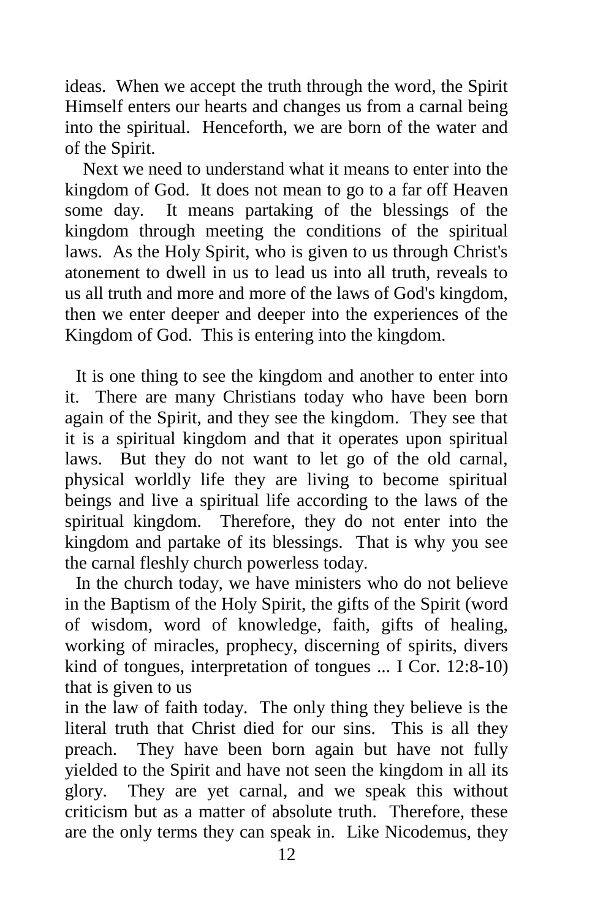ideas. When we accept the truth through the word, the Spirit Himself enters our hearts and changes us from a carnal being into the spiritual. Henceforth, we are born of the water and of the Spirit.

Next we need to understand what it means to enter into the kingdom of God. It does not mean to go to a far off Heaven some day. It means partaking of the blessings of the kingdom through meeting the conditions of the spiritual laws. As the Holy Spirit, who is given to us through Christ's atonement to dwell in us to lead us into all truth, reveals to us all truth and more and more of the laws of God's kingdom, then we enter deeper and deeper into the experiences of the Kingdom of God. This is entering into the kingdom.

It is one thing to see the kingdom and another to enter into it. There are many Christians today who have been born again of the Spirit, and they see the kingdom. They see that it is a spiritual kingdom and that it operates upon spiritual laws. But they do not want to let go of the old carnal, physical worldly life they are living to become spiritual beings and live a spiritual life according to the laws of the spiritual kingdom. Therefore, they do not enter into the kingdom and partake of its blessings. That is why you see the carnal fleshly church powerless today.

In the church today, we have ministers who do not believe in the Baptism of the Holy Spirit, the gifts of the Spirit (word of wisdom, word of knowledge, faith, gifts of healing, working of miracles, prophecy, discerning of spirits, divers kind of tongues, interpretation of tongues ... I Cor. 12:8-10) that is given to us in the law of faith today. The only thing they believe is the literal truth that Christ died for our sins. This is all they preach. They have been born again but have not fully yielded to the Spirit and have not seen the kingdom in all its glory. They are yet carnal, and we speak this without criticism but as a matter of absolute truth. Therefore, these are the only terms they can speak in. Like Nicodemus, they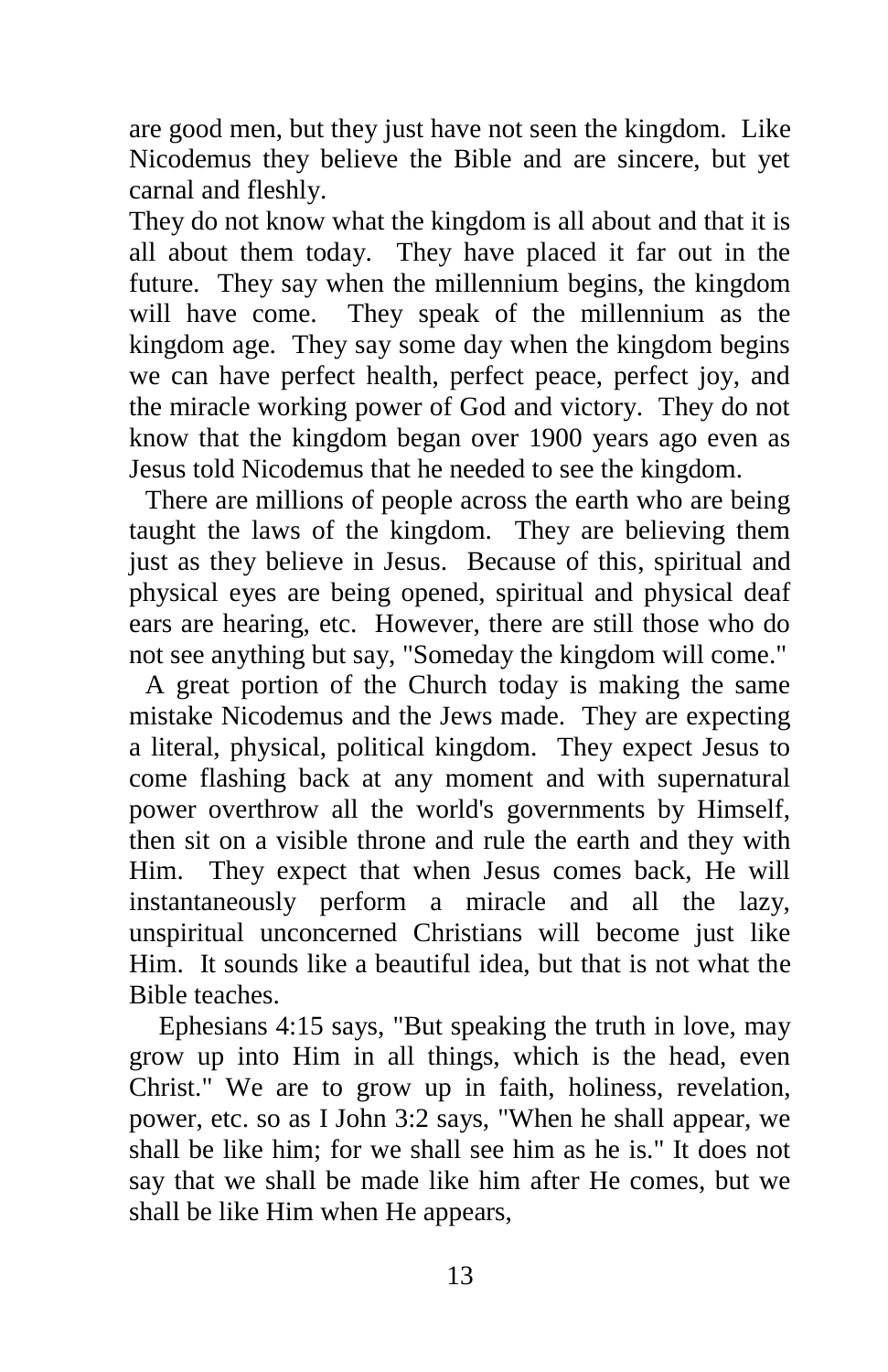are good men, but they just have not seen the kingdom. Like Nicodemus they believe the Bible and are sincere, but yet carnal and fleshly.

They do not know what the kingdom is all about and that it is all about them today. They have placed it far out in the future. They say when the millennium begins, the kingdom will have come. They speak of the millennium as the kingdom age. They say some day when the kingdom begins we can have perfect health, perfect peace, perfect joy, and the miracle working power of God and victory. They do not know that the kingdom began over 1900 years ago even as Jesus told Nicodemus that he needed to see the kingdom.

There are millions of people across the earth who are being taught the laws of the kingdom. They are believing them just as they believe in Jesus. Because of this, spiritual and physical eyes are being opened, spiritual and physical deaf ears are hearing, etc. However, there are still those who do not see anything but say, "Someday the kingdom will come."

A great portion of the Church today is making the same mistake Nicodemus and the Jews made. They are expecting a literal, physical, political kingdom. They expect Jesus to come flashing back at any moment and with supernatural power overthrow all the world's governments by Himself, then sit on a visible throne and rule the earth and they with Him. They expect that when Jesus comes back, He will instantaneously perform a miracle and all the lazy, unspiritual unconcerned Christians will become just like Him. It sounds like a beautiful idea, but that is not what the Bible teaches.

Ephesians 4:15 says, "But speaking the truth in love, may grow up into Him in all things, which is the head, even Christ." We are to grow up in faith, holiness, revelation, power, etc. so as I John 3:2 says, "When he shall appear, we shall be like him; for we shall see him as he is." It does not say that we shall be made like him after He comes, but we shall be like Him when He appears,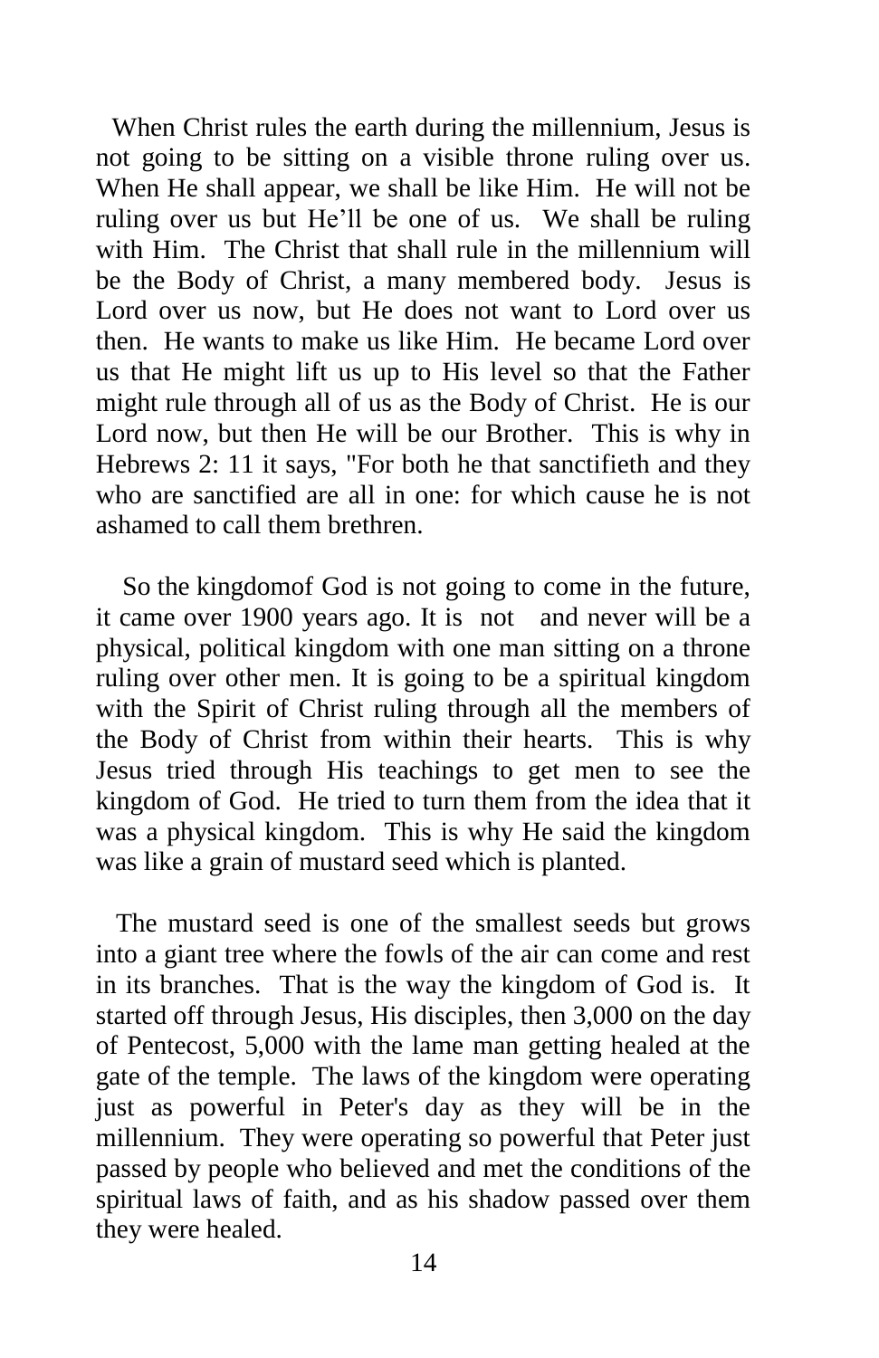When Christ rules the earth during the millennium, Jesus is not going to be sitting on a visible throne ruling over us. When He shall appear, we shall be like Him. He will not be ruling over us but He'll be one of us. We shall be ruling with Him. The Christ that shall rule in the millennium will be the Body of Christ, a many membered body. Jesus is Lord over us now, but He does not want to Lord over us then. He wants to make us like Him. He became Lord over us that He might lift us up to His level so that the Father might rule through all of us as the Body of Christ. He is our Lord now, but then He will be our Brother. This is why in Hebrews 2: 11 it says, "For both he that sanctifieth and they who are sanctified are all in one: for which cause he is not ashamed to call them brethren.

So the kingdomof God is not going to come in the future, it came over 1900 years ago. It is not and never will be a physical, political kingdom with one man sitting on a throne ruling over other men. It is going to be a spiritual kingdom with the Spirit of Christ ruling through all the members of the Body of Christ from within their hearts. This is why Jesus tried through His teachings to get men to see the kingdom of God. He tried to turn them from the idea that it was a physical kingdom. This is why He said the kingdom was like a grain of mustard seed which is planted.

The mustard seed is one of the smallest seeds but grows into a giant tree where the fowls of the air can come and rest in its branches. That is the way the kingdom of God is. It started off through Jesus, His disciples, then 3,000 on the day of Pentecost, 5,000 with the lame man getting healed at the gate of the temple. The laws of the kingdom were operating just as powerful in Peter's day as they will be in the millennium. They were operating so powerful that Peter just passed by people who believed and met the conditions of the spiritual laws of faith, and as his shadow passed over them they were healed.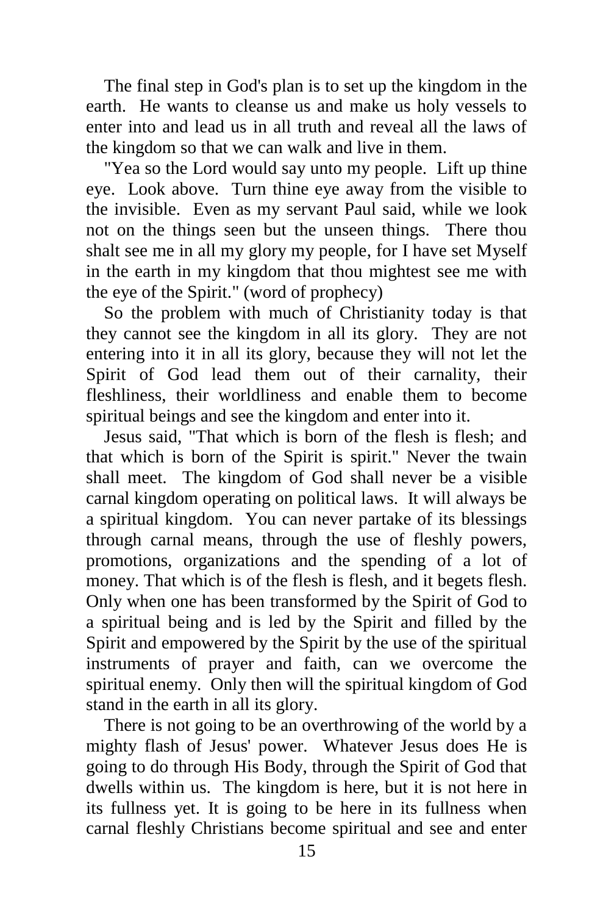The final step in God's plan is to set up the kingdom in the earth. He wants to cleanse us and make us holy vessels to enter into and lead us in all truth and reveal all the laws of the kingdom so that we can walk and live in them.

"Yea so the Lord would say unto my people. Lift up thine eye. Look above. Turn thine eye away from the visible to the invisible. Even as my servant Paul said, while we look not on the things seen but the unseen things. There thou shalt see me in all my glory my people, for I have set Myself in the earth in my kingdom that thou mightest see me with the eye of the Spirit." (word of prophecy)

So the problem with much of Christianity today is that they cannot see the kingdom in all its glory. They are not entering into it in all its glory, because they will not let the Spirit of God lead them out of their carnality, their fleshliness, their worldliness and enable them to become spiritual beings and see the kingdom and enter into it.

Jesus said, "That which is born of the flesh is flesh; and that which is born of the Spirit is spirit." Never the twain shall meet. The kingdom of God shall never be a visible carnal kingdom operating on political laws. It will always be a spiritual kingdom. You can never partake of its blessings through carnal means, through the use of fleshly powers, promotions, organizations and the spending of a lot of money. That which is of the flesh is flesh, and it begets flesh. Only when one has been transformed by the Spirit of God to a spiritual being and is led by the Spirit and filled by the Spirit and empowered by the Spirit by the use of the spiritual instruments of prayer and faith, can we overcome the spiritual enemy. Only then will the spiritual kingdom of God stand in the earth in all its glory.

There is not going to be an overthrowing of the world by a mighty flash of Jesus' power. Whatever Jesus does He is going to do through His Body, through the Spirit of God that dwells within us. The kingdom is here, but it is not here in its fullness yet. It is going to be here in its fullness when carnal fleshly Christians become spiritual and see and enter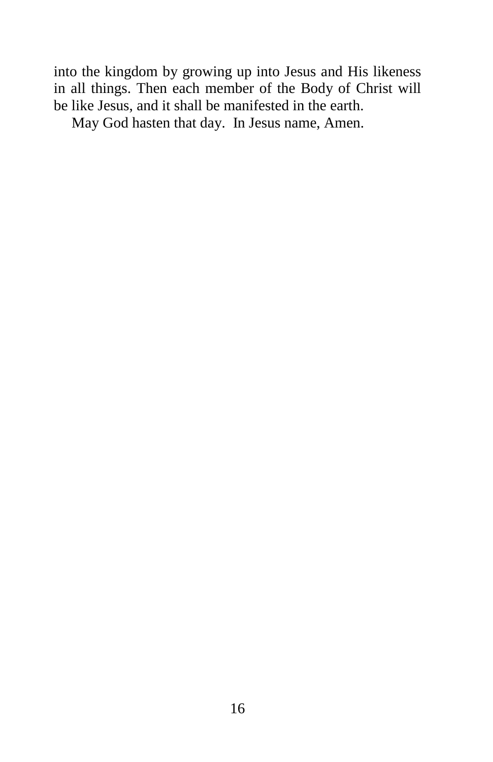into the kingdom by growing up into Jesus and His likeness in all things. Then each member of the Body of Christ will be like Jesus, and it shall be manifested in the earth.

May God hasten that day. In Jesus name, Amen.